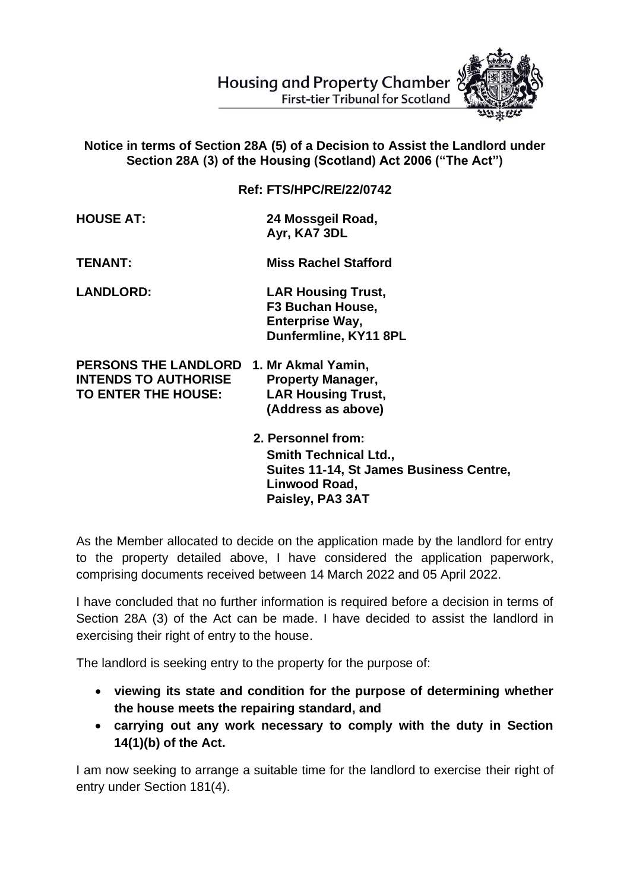Housing and Property Chamber
First-tier Tribunal for Scotland

**Notice in terms of Section 28A (5) of a Decision to Assist the Landlord under Section 28A (3) of the Housing (Scotland) Act 2006 ("The Act")**

**Ref: FTS/HPC/RE/22/0742**

| | |
|---|---|
| **HOUSE AT:** | **24 Mossgeil Road, Ayr, KA7 3DL** |
| **TENANT:** | **Miss Rachel Stafford** |
| **LANDLORD:** | **LAR Housing Trust, F3 Buchan House, Enterprise Way, Dunfermline, KY11 8PL** |
| **PERSONS THE LANDLORD INTENDS TO AUTHORISE TO ENTER THE HOUSE:** | **1. Mr Akmal Yamin, Property Manager, LAR Housing Trust, (Address as above)** |
| | **2. Personnel from: Smith Technical Ltd., Suites 11-14, St James Business Centre, Linwood Road, Paisley, PA3 3AT** |

As the Member allocated to decide on the application made by the landlord for entry to the property detailed above, I have considered the application paperwork, comprising documents received between 14 March 2022 and 05 April 2022.

I have concluded that no further information is required before a decision in terms of Section 28A (3) of the Act can be made. I have decided to assist the landlord in exercising their right of entry to the house.

The landlord is seeking entry to the property for the purpose of:

- **viewing its state and condition for the purpose of determining whether the house meets the repairing standard, and**
- **carrying out any work necessary to comply with the duty in Section 14(1)(b) of the Act.**

I am now seeking to arrange a suitable time for the landlord to exercise their right of entry under Section 181(4).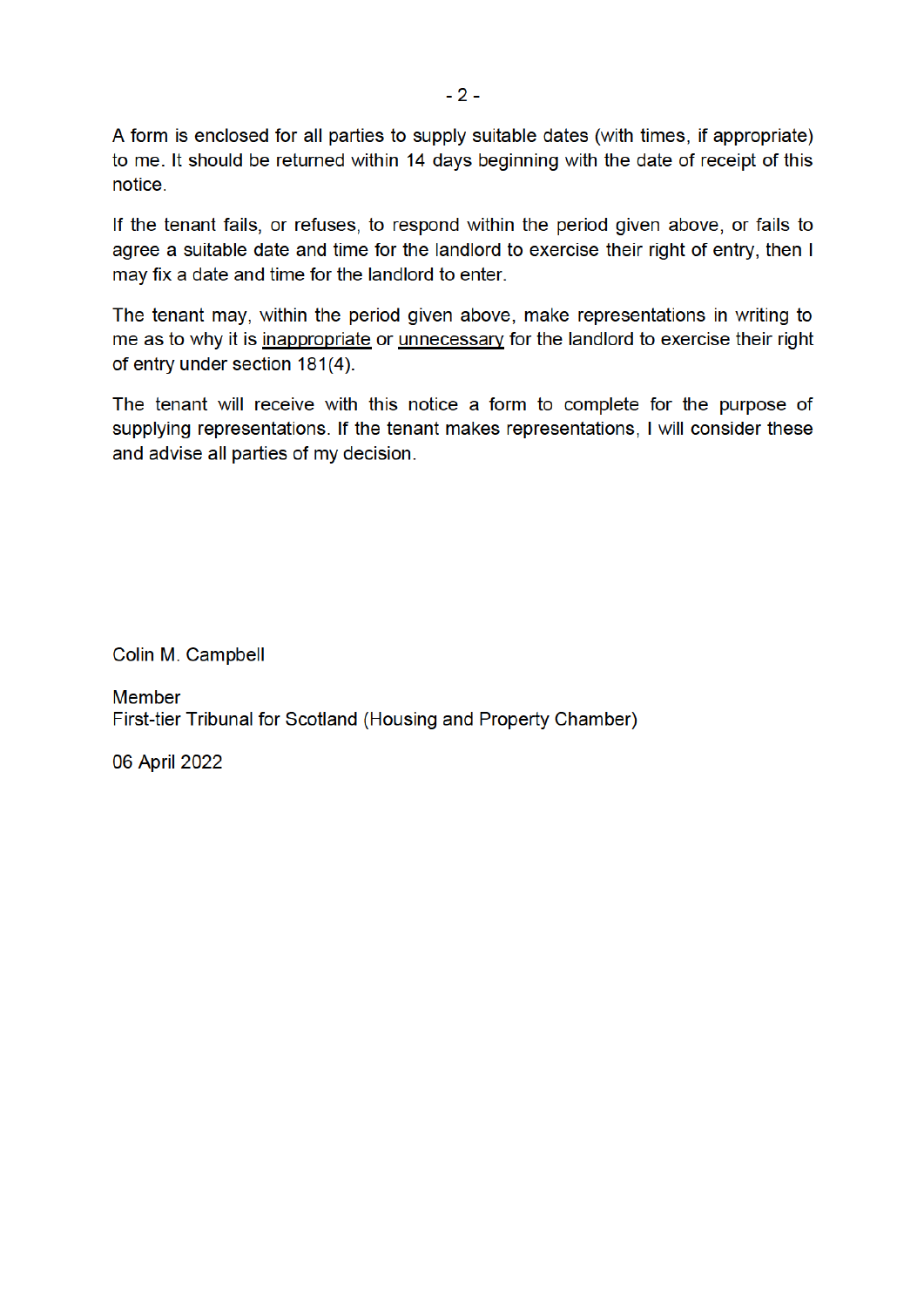A form is enclosed for all parties to supply suitable dates (with times, if appropriate) to me. It should be returned within 14 days beginning with the date of receipt of this notice.

If the tenant fails, or refuses, to respond within the period given above, or fails to agree a suitable date and time for the landlord to exercise their right of entry, then I may fix a date and time for the landlord to enter.

The tenant may, within the period given above, make representations in writing to me as to why it is <u>inappropriate</u> or <u>unnecessary</u> for the landlord to exercise their right of entry under section 181(4).

The tenant will receive with this notice a form to complete for the purpose of supplying representations. If the tenant makes representations, I will consider these and advise all parties of my decision.

Colin M. Campbell

Member
First-tier Tribunal for Scotland (Housing and Property Chamber)

06 April 2022